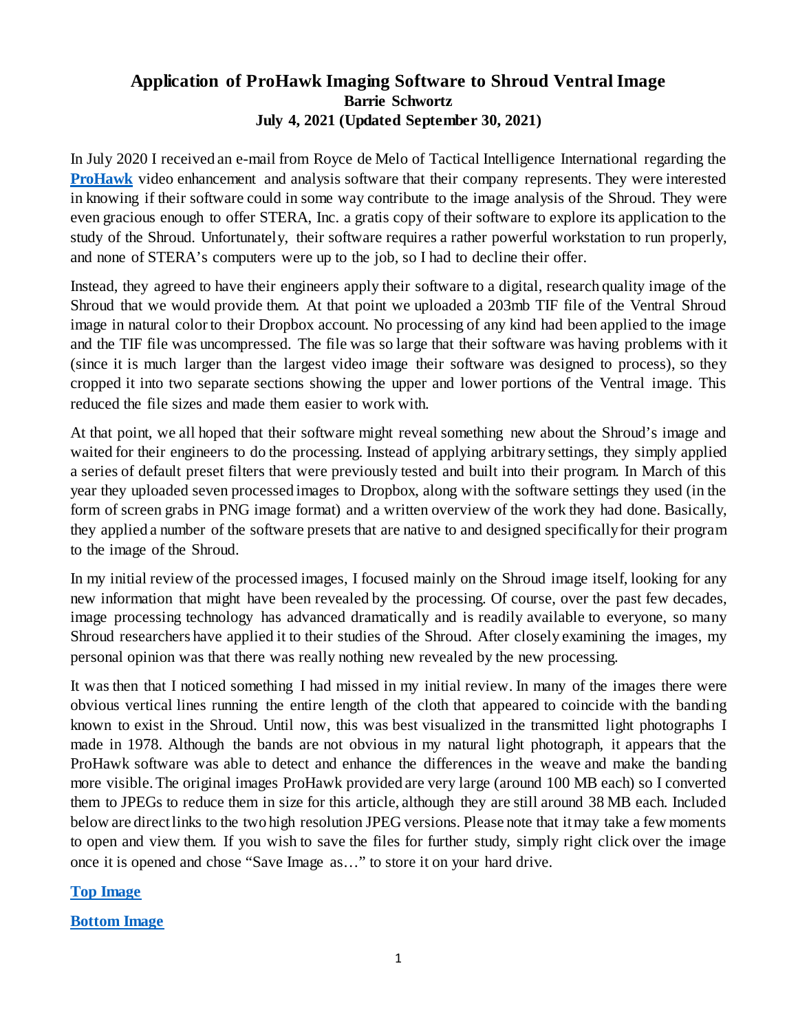# Application of ProHawk Imaging Software to Shroud Ventral Image

**Barrie Schwortz**

**July 4, 2021 (Updated September 30, 2021)**

In July 2020 I received an e-mail from Royce de Melo of Tactical Intelligence International regarding the **ProHawk** video enhancement and analysis software that their company represents. They were interested in knowing if their software could in some way contribute to the image analysis of the Shroud. They were even gracious enough to offer STERA, Inc. a gratis copy of their software to explore its application to the study of the Shroud. Unfortunately, their software requires a rather powerful workstation to run properly, and none of STERA's computers were up to the job, so I had to decline their offer.

Instead, they agreed to have their engineers apply their software to a digital, research quality image of the Shroud that we would provide them. At that point we uploaded a 203mb TIF file of the Ventral Shroud image in natural color to their Dropbox account. No processing of any kind had been applied to the image and the TIF file was uncompressed. The file was so large that their software was having problems with it (since it is much larger than the largest video image their software was designed to process), so they cropped it into two separate sections showing the upper and lower portions of the Ventral image. This reduced the file sizes and made them easier to work with.

At that point, we all hoped that their software might reveal something new about the Shroud's image and waited for their engineers to do the processing. Instead of applying arbitrary settings, they simply applied a series of default preset filters that were previously tested and built into their program. In March of this year they uploaded seven processed images to Dropbox, along with the software settings they used (in the form of screen grabs in PNG image format) and a written overview of the work they had done. Basically, they applied a number of the software presets that are native to and designed specifically for their program to the image of the Shroud.

In my initial review of the processed images, I focused mainly on the Shroud image itself, looking for any new information that might have been revealed by the processing. Of course, over the past few decades, image processing technology has advanced dramatically and is readily available to everyone, so many Shroud researchers have applied it to their studies of the Shroud. After closely examining the images, my personal opinion was that there was really nothing new revealed by the new processing.

It was then that I noticed something I had missed in my initial review. In many of the images there were obvious vertical lines running the entire length of the cloth that appeared to coincide with the banding known to exist in the Shroud. Until now, this was best visualized in the transmitted light photographs I made in 1978. Although the bands are not obvious in my natural light photograph, it appears that the ProHawk software was able to detect and enhance the differences in the weave and make the banding more visible. The original images ProHawk provided are very large (around 100 MB each) so I converted them to JPEGs to reduce them in size for this article, although they are still around 38 MB each. Included below are direct links to the two high resolution JPEG versions. Please note that it may take a few moments to open and view them. If you wish to save the files for further study, simply right click over the image once it is opened and chose "Save Image as…" to store it on your hard drive.

**Top Image**

**Bottom Image**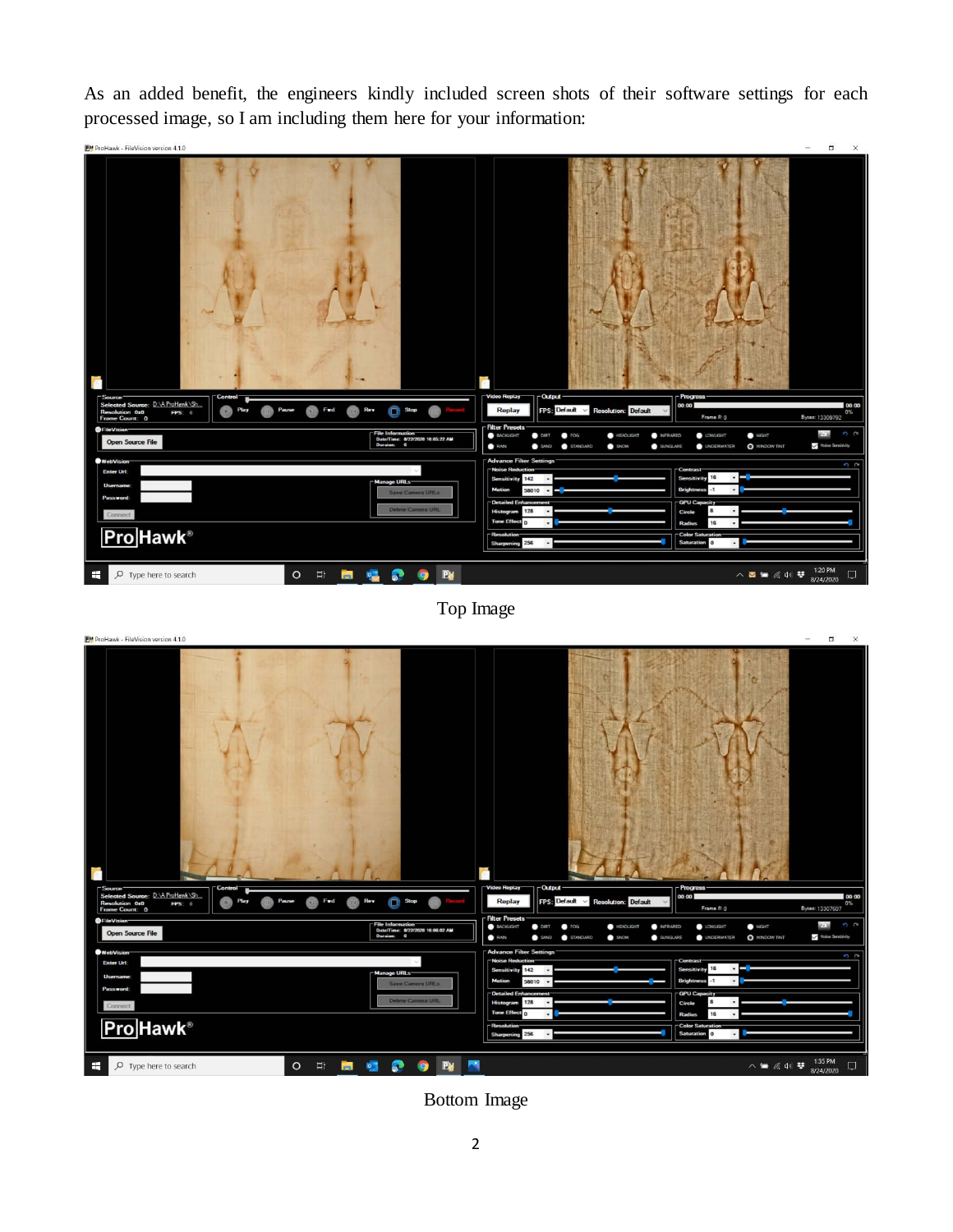As an added benefit, the engineers kindly included screen shots of their software settings for each processed image, so I am including them here for your information:

Top Image

Bottom Image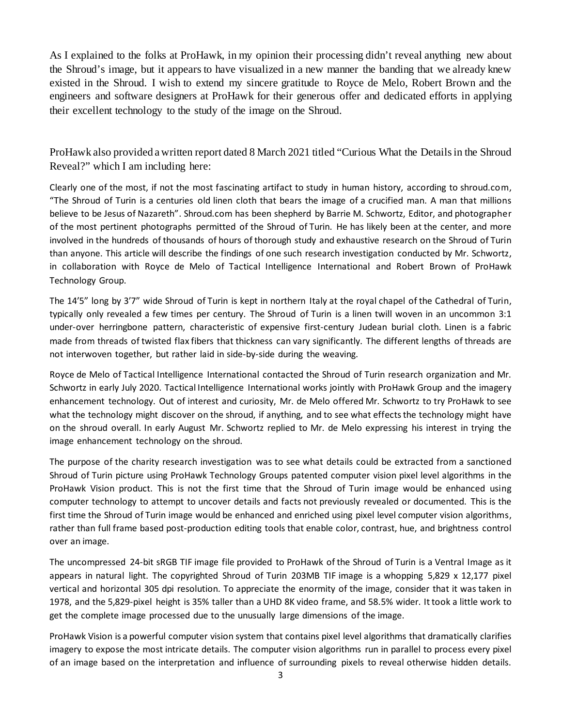As I explained to the folks at ProHawk, in my opinion their processing didn't reveal anything new about the Shroud's image, but it appears to have visualized in a new manner the banding that we already knew existed in the Shroud. I wish to extend my sincere gratitude to Royce de Melo, Robert Brown and the engineers and software designers at ProHawk for their generous offer and dedicated efforts in applying their excellent technology to the study of the image on the Shroud.

ProHawk also provided a written report dated 8 March 2021 titled "Curious What the Details in the Shroud Reveal?" which I am including here:

Clearly one of the most, if not the most fascinating artifact to study in human history, according to shroud.com, "The Shroud of Turin is a centuries old linen cloth that bears the image of a crucified man. A man that millions believe to be Jesus of Nazareth". Shroud.com has been shepherd by Barrie M. Schwortz, Editor, and photographer of the most pertinent photographs permitted of the Shroud of Turin. He has likely been at the center, and more involved in the hundreds of thousands of hours of thorough study and exhaustive research on the Shroud of Turin than anyone. This article will describe the findings of one such research investigation conducted by Mr. Schwortz, in collaboration with Royce de Melo of Tactical Intelligence International and Robert Brown of ProHawk Technology Group.

The 14'5" long by 3'7" wide Shroud of Turin is kept in northern Italy at the royal chapel of the Cathedral of Turin, typically only revealed a few times per century. The Shroud of Turin is a linen twill woven in an uncommon 3:1 under-over herringbone pattern, characteristic of expensive first-century Judean burial cloth. Linen is a fabric made from threads of twisted flax fibers that thickness can vary significantly. The different lengths of threads are not interwoven together, but rather laid in side-by-side during the weaving.

Royce de Melo of Tactical Intelligence International contacted the Shroud of Turin research organization and Mr. Schwortz in early July 2020. Tactical Intelligence International works jointly with ProHawk Group and the imagery enhancement technology. Out of interest and curiosity, Mr. de Melo offered Mr. Schwortz to try ProHawk to see what the technology might discover on the shroud, if anything, and to see what effects the technology might have on the shroud overall. In early August Mr. Schwortz replied to Mr. de Melo expressing his interest in trying the image enhancement technology on the shroud.

The purpose of the charity research investigation was to see what details could be extracted from a sanctioned Shroud of Turin picture using ProHawk Technology Groups patented computer vision pixel level algorithms in the ProHawk Vision product. This is not the first time that the Shroud of Turin image would be enhanced using computer technology to attempt to uncover details and facts not previously revealed or documented. This is the first time the Shroud of Turin image would be enhanced and enriched using pixel level computer vision algorithms, rather than full frame based post-production editing tools that enable color, contrast, hue, and brightness control over an image.

The uncompressed 24-bit sRGB TIF image file provided to ProHawk of the Shroud of Turin is a Ventral Image as it appears in natural light. The copyrighted Shroud of Turin 203MB TIF image is a whopping 5,829 x 12,177 pixel vertical and horizontal 305 dpi resolution. To appreciate the enormity of the image, consider that it was taken in 1978, and the 5,829-pixel height is 35% taller than a UHD 8K video frame, and 58.5% wider. It took a little work to get the complete image processed due to the unusually large dimensions of the image.

ProHawk Vision is a powerful computer vision system that contains pixel level algorithms that dramatically clarifies imagery to expose the most intricate details. The computer vision algorithms run in parallel to process every pixel of an image based on the interpretation and influence of surrounding pixels to reveal otherwise hidden details.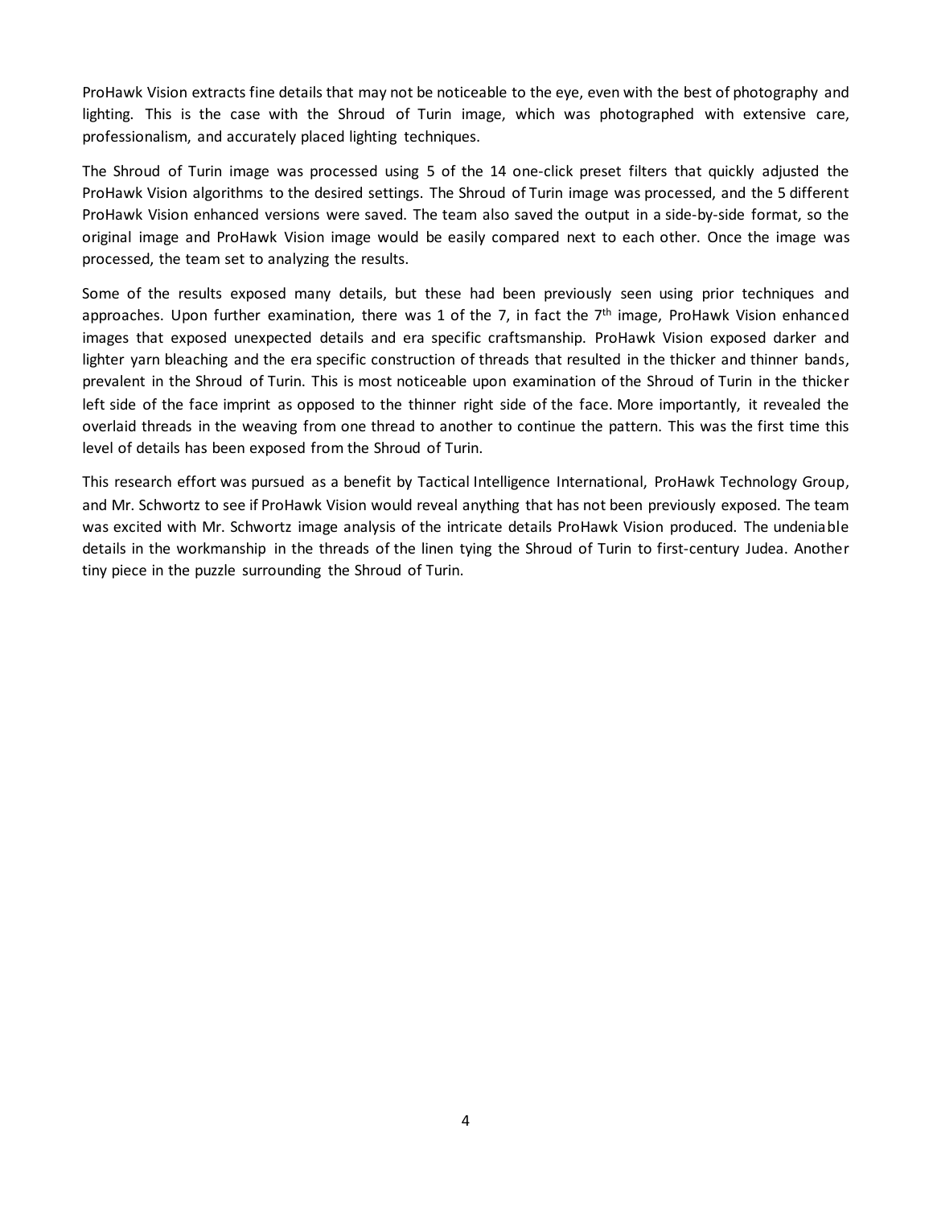ProHawk Vision extracts fine details that may not be noticeable to the eye, even with the best of photography and lighting. This is the case with the Shroud of Turin image, which was photographed with extensive care, professionalism, and accurately placed lighting techniques.

The Shroud of Turin image was processed using 5 of the 14 one-click preset filters that quickly adjusted the ProHawk Vision algorithms to the desired settings. The Shroud of Turin image was processed, and the 5 different ProHawk Vision enhanced versions were saved. The team also saved the output in a side-by-side format, so the original image and ProHawk Vision image would be easily compared next to each other. Once the image was processed, the team set to analyzing the results.

Some of the results exposed many details, but these had been previously seen using prior techniques and approaches. Upon further examination, there was 1 of the 7, in fact the 7th image, ProHawk Vision enhanced images that exposed unexpected details and era specific craftsmanship. ProHawk Vision exposed darker and lighter yarn bleaching and the era specific construction of threads that resulted in the thicker and thinner bands, prevalent in the Shroud of Turin. This is most noticeable upon examination of the Shroud of Turin in the thicker left side of the face imprint as opposed to the thinner right side of the face. More importantly, it revealed the overlaid threads in the weaving from one thread to another to continue the pattern. This was the first time this level of details has been exposed from the Shroud of Turin.

This research effort was pursued as a benefit by Tactical Intelligence International, ProHawk Technology Group, and Mr. Schwortz to see if ProHawk Vision would reveal anything that has not been previously exposed. The team was excited with Mr. Schwortz image analysis of the intricate details ProHawk Vision produced. The undeniable details in the workmanship in the threads of the linen tying the Shroud of Turin to first-century Judea. Another tiny piece in the puzzle surrounding the Shroud of Turin.